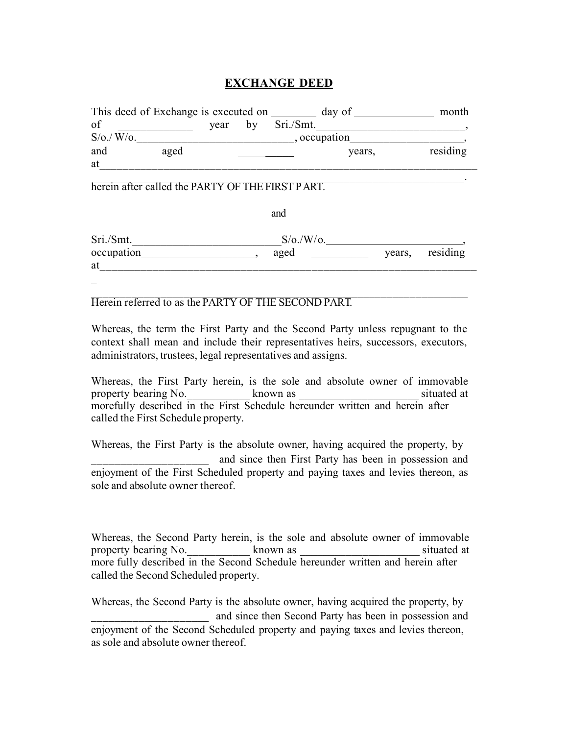# **EXCHANGE DEED**

This deed of Exchange is executed on ________ day of ______________ month of _____________ year by Sri./Smt.__________________________, S/o./ W/o.____________________________, occupation___________________, and aged __________ years, residing at______________________________________________________________________________________________________________________________.
herein after called the PARTY OF THE FIRST P ART.

and

Sri./Smt.__________________________S/o./W/o.________________________, occupation___________________, aged __________ years, residing at_________________________________________________________________________
_
_______________________________________________________________
Herein referred to as the PARTY OF THE SECOND PART.

Whereas, the term the First Party and the Second Party unless repugnant to the context shall mean and include their representatives heirs, successors, executors, administrators, trustees, legal representatives and assigns.

Whereas, the First Party herein, is the sole and absolute owner of immovable property bearing No.___________ known as _____________________ situated at morefully described in the First Schedule hereunder written and herein after called the First Schedule property.

Whereas, the First Party is the absolute owner, having acquired the property, by _____________________ and since then First Party has been in possession and enjoyment of the First Scheduled property and paying taxes and levies thereon, as sole and absolute owner thereof.

Whereas, the Second Party herein, is the sole and absolute owner of immovable property bearing No.___________ known as _____________________ situated at more fully described in the Second Schedule hereunder written and herein after called the Second Scheduled property.

Whereas, the Second Party is the absolute owner, having acquired the property, by _____________________ and since then Second Party has been in possession and enjoyment of the Second Scheduled property and paying taxes and levies thereon, as sole and absolute owner thereof.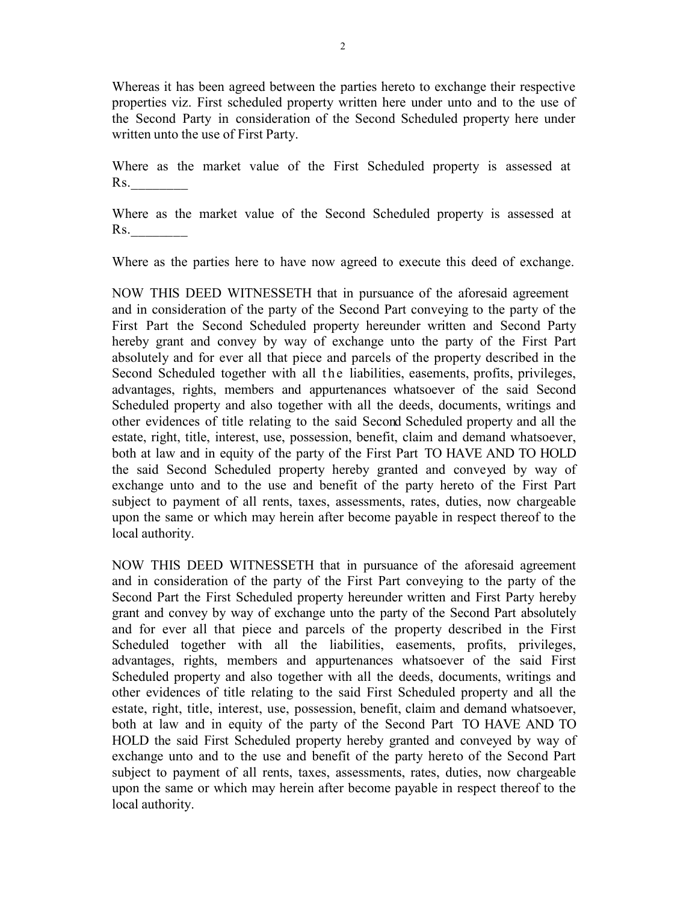Whereas it has been agreed between the parties hereto to exchange their respective properties viz. First scheduled property written here under unto and to the use of the Second Party in consideration of the Second Scheduled property here under written unto the use of First Party.

Where as the market value of the First Scheduled property is assessed at Rs.________

Where as the market value of the Second Scheduled property is assessed at Rs.________

Where as the parties here to have now agreed to execute this deed of exchange.

NOW THIS DEED WITNESSETH that in pursuance of the aforesaid agreement and in consideration of the party of the Second Part conveying to the party of the First Part the Second Scheduled property hereunder written and Second Party hereby grant and convey by way of exchange unto the party of the First Part absolutely and for ever all that piece and parcels of the property described in the Second Scheduled together with all the liabilities, easements, profits, privileges, advantages, rights, members and appurtenances whatsoever of the said Second Scheduled property and also together with all the deeds, documents, writings and other evidences of title relating to the said Second Scheduled property and all the estate, right, title, interest, use, possession, benefit, claim and demand whatsoever, both at law and in equity of the party of the First Part TO HAVE AND TO HOLD the said Second Scheduled property hereby granted and conveyed by way of exchange unto and to the use and benefit of the party hereto of the First Part subject to payment of all rents, taxes, assessments, rates, duties, now chargeable upon the same or which may herein after become payable in respect thereof to the local authority.

NOW THIS DEED WITNESSETH that in pursuance of the aforesaid agreement and in consideration of the party of the First Part conveying to the party of the Second Part the First Scheduled property hereunder written and First Party hereby grant and convey by way of exchange unto the party of the Second Part absolutely and for ever all that piece and parcels of the property described in the First Scheduled together with all the liabilities, easements, profits, privileges, advantages, rights, members and appurtenances whatsoever of the said First Scheduled property and also together with all the deeds, documents, writings and other evidences of title relating to the said First Scheduled property and all the estate, right, title, interest, use, possession, benefit, claim and demand whatsoever, both at law and in equity of the party of the Second Part TO HAVE AND TO HOLD the said First Scheduled property hereby granted and conveyed by way of exchange unto and to the use and benefit of the party hereto of the Second Part subject to payment of all rents, taxes, assessments, rates, duties, now chargeable upon the same or which may herein after become payable in respect thereof to the local authority.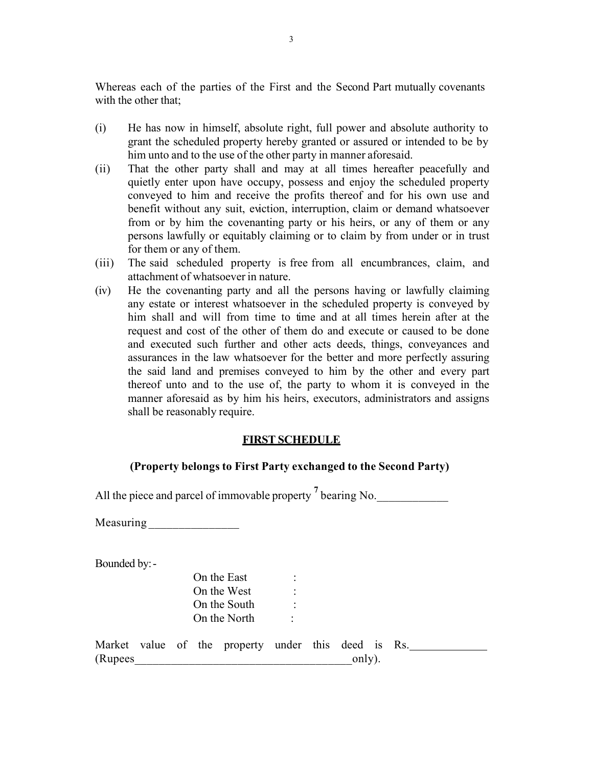Whereas each of the parties of the First and the Second Part mutually covenants with the other that;

(i) He has now in himself, absolute right, full power and absolute authority to grant the scheduled property hereby granted or assured or intended to be by him unto and to the use of the other party in manner aforesaid.

(ii) That the other party shall and may at all times hereafter peacefully and quietly enter upon have occupy, possess and enjoy the scheduled property conveyed to him and receive the profits thereof and for his own use and benefit without any suit, eviction, interruption, claim or demand whatsoever from or by him the covenanting party or his heirs, or any of them or any persons lawfully or equitably claiming or to claim by from under or in trust for them or any of them.

(iii) The said scheduled property is free from all encumbrances, claim, and attachment of whatsoever in nature.

(iv) He the covenanting party and all the persons having or lawfully claiming any estate or interest whatsoever in the scheduled property is conveyed by him shall and will from time to time and at all times herein after at the request and cost of the other of them do and execute or caused to be done and executed such further and other acts deeds, things, conveyances and assurances in the law whatsoever for the better and more perfectly assuring the said land and premises conveyed to him by the other and every part thereof unto and to the use of, the party to whom it is conveyed in the manner aforesaid as by him his heirs, executors, administrators and assigns shall be reasonably require.

## FIRST SCHEDULE

### (Property belongs to First Party exchanged to the Second Party)

All the piece and parcel of immovable property [7] bearing No.____________

Measuring _______________

Bounded by: -

On the East :
On the West :
On the South :
On the North :

Market value of the property under this deed is Rs.____________ (Rupees____________________________________only).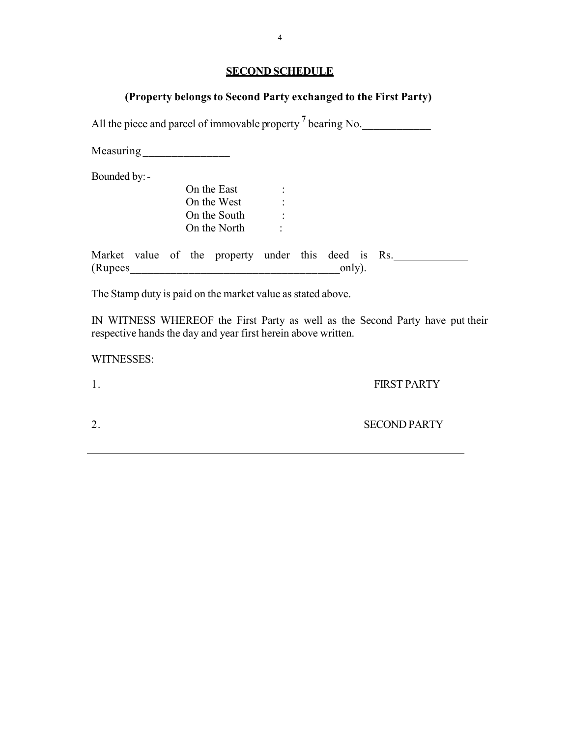## SECOND SCHEDULE

**(Property belongs to Second Party exchanged to the First Party)**

All the piece and parcel of immovable property [7] bearing No.____________

Measuring _______________

Bounded by: -

On the East :
On the West :
On the South :
On the North :

Market value of the property under this deed is Rs.____________ (Rupees____________________________________only).

The Stamp duty is paid on the market value as stated above.

IN WITNESS WHEREOF the First Party as well as the Second Party have put their respective hands the day and year first herein above written.

WITNESSES:

1. FIRST PARTY

2. SECOND PARTY